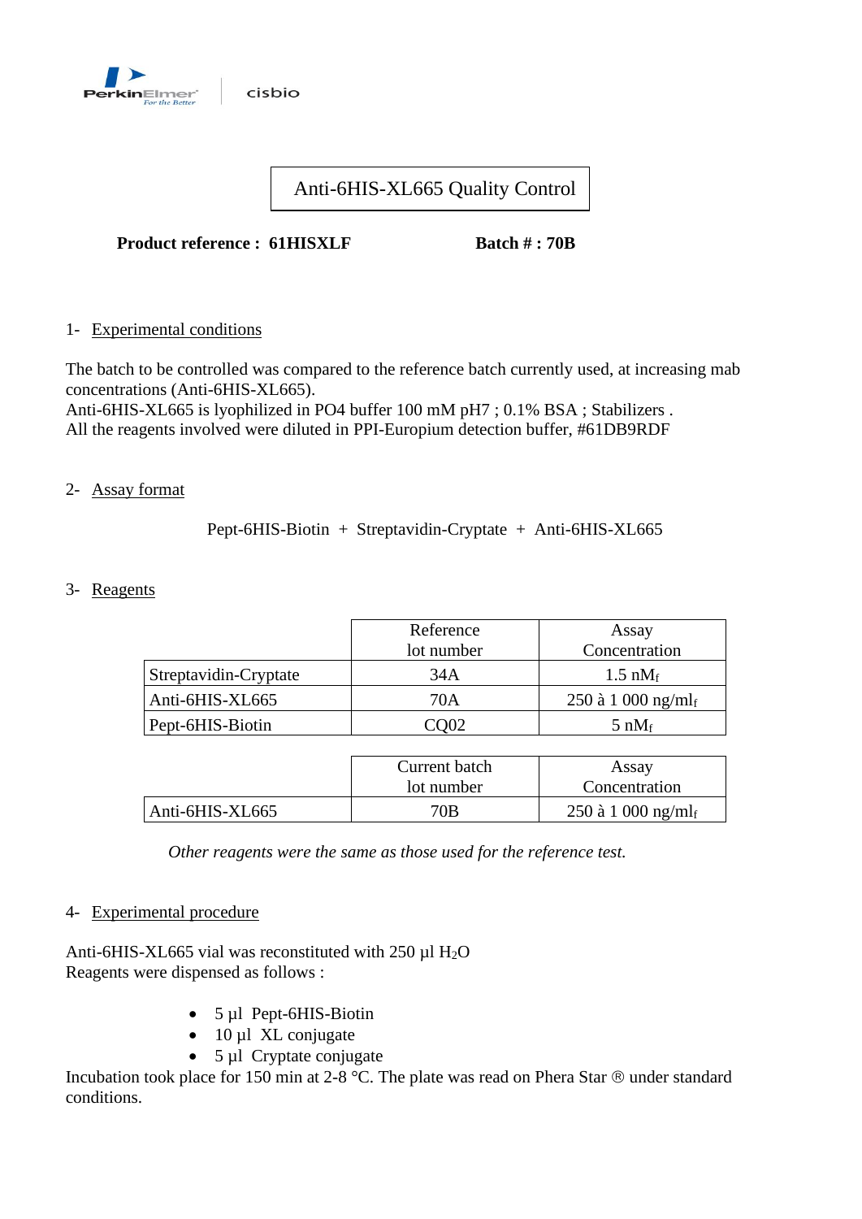# Anti-6HIS-XL665 Quality Control

**Product reference : 61HISXLF** **Batch # : 70B**

## 1- Experimental conditions

The batch to be controlled was compared to the reference batch currently used, at increasing mab concentrations (Anti-6HIS-XL665).
Anti-6HIS-XL665 is lyophilized in PO4 buffer 100 mM pH7 ; 0.1% BSA ; Stabilizers .
All the reagents involved were diluted in PPI-Europium detection buffer, #61DB9RDF

## 2- Assay format

Pept-6HIS-Biotin + Streptavidin-Cryptate + Anti-6HIS-XL665

## 3- Reagents

| | Reference lot number | Assay Concentration |
|---|---|---|
| Streptavidin-Cryptate | 34A | 1.5 $nM_f$ |
| Anti-6HIS-XL665 | 70A | 250 à 1 000 $ng/ml_f$ |
| Pept-6HIS-Biotin | CQ02 | 5 $nM_f$ |

| | Current batch lot number | Assay Concentration |
|---|---|---|
| Anti-6HIS-XL665 | 70B | 250 à 1 000 $ng/ml_f$ |

*Other reagents were the same as those used for the reference test.*

## 4- Experimental procedure

Anti-6HIS-XL665 vial was reconstituted with 250 µl $H_2O$
Reagents were dispensed as follows :

- 5 µl Pept-6HIS-Biotin
- 10 µl XL conjugate
- 5 µl Cryptate conjugate

Incubation took place for 150 min at 2-8 °C. The plate was read on Phera Star ® under standard conditions.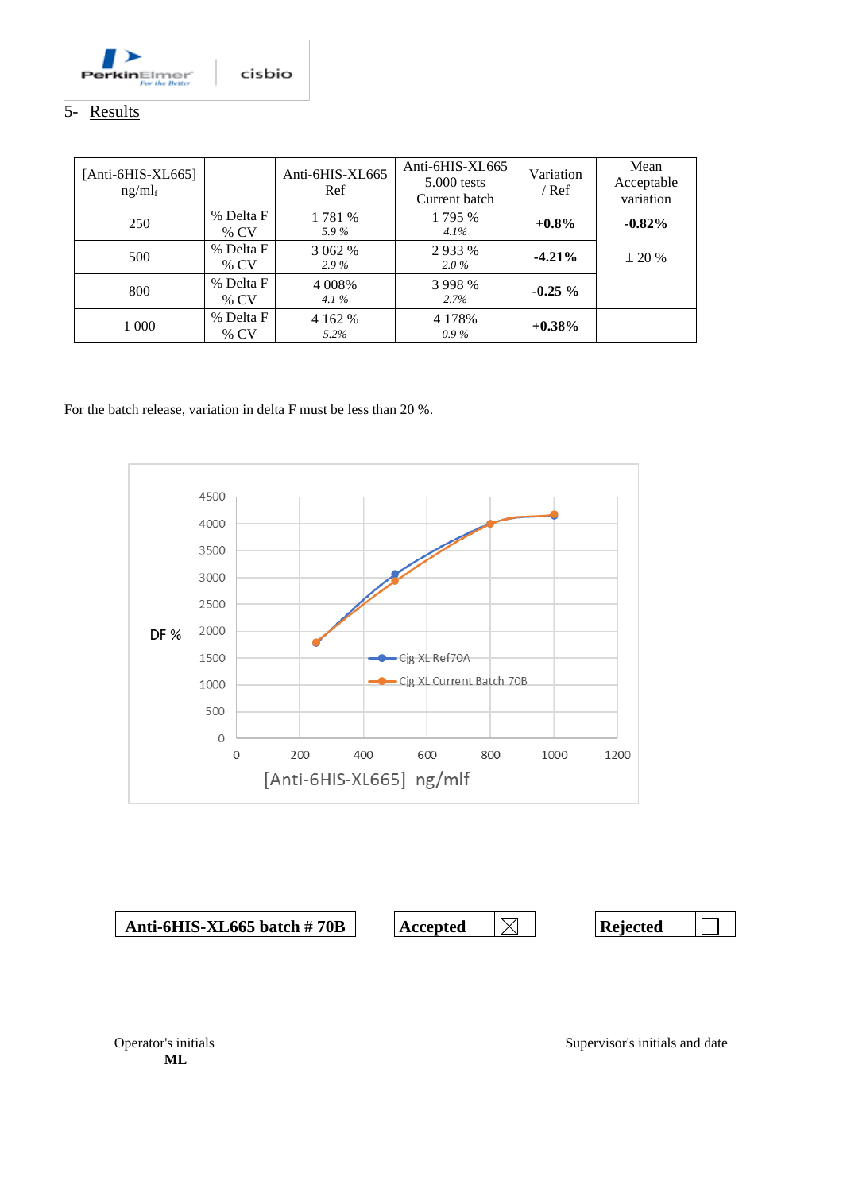## 5- Results

| [Anti-6HIS-XL665] ng/ml$_f$ | | Anti-6HIS-XL665 Ref | Anti-6HIS-XL665 5.000 tests Current batch | Variation / Ref | Mean Acceptable variation |
|---|---|---|---|---|---|
| 250 | % Delta F<br>% CV | 1 781 %<br>*5.9 %* | 1 795 %<br>*4.1%* | **+0.8%** | **-0.82%** |
| 500 | % Delta F<br>% CV | 3 062 %<br>*2.9 %* | 2 933 %<br>*2.0 %* | **-4.21%** | ± 20 % |
| 800 | % Delta F<br>% CV | 4 008%<br>*4.1 %* | 3 998 %<br>*2.7%* | **-0.25 %** | |
| 1 000 | % Delta F<br>% CV | 4 162 %<br>*5.2%* | 4 178%<br>*0.9 %* | **+0.38%** | |

For the batch release, variation in delta F must be less than 20 %.

DF %

4500
4000
3500
3000
2500
2000
1500
1000
500
0

0 200 400 600 800 1000 1200

[Anti-6HIS-XL665] ng/mlf

Cjg XL Ref70A

Cjg XL Current Batch 70B

| | | | | | |
|---|---|---|---|---|---|
| **Anti-6HIS-XL665 batch # 70B** | | **Accepted** | ☒ | **Rejected** | ☐ |

Operator's initials
**ML**

Supervisor's initials and date